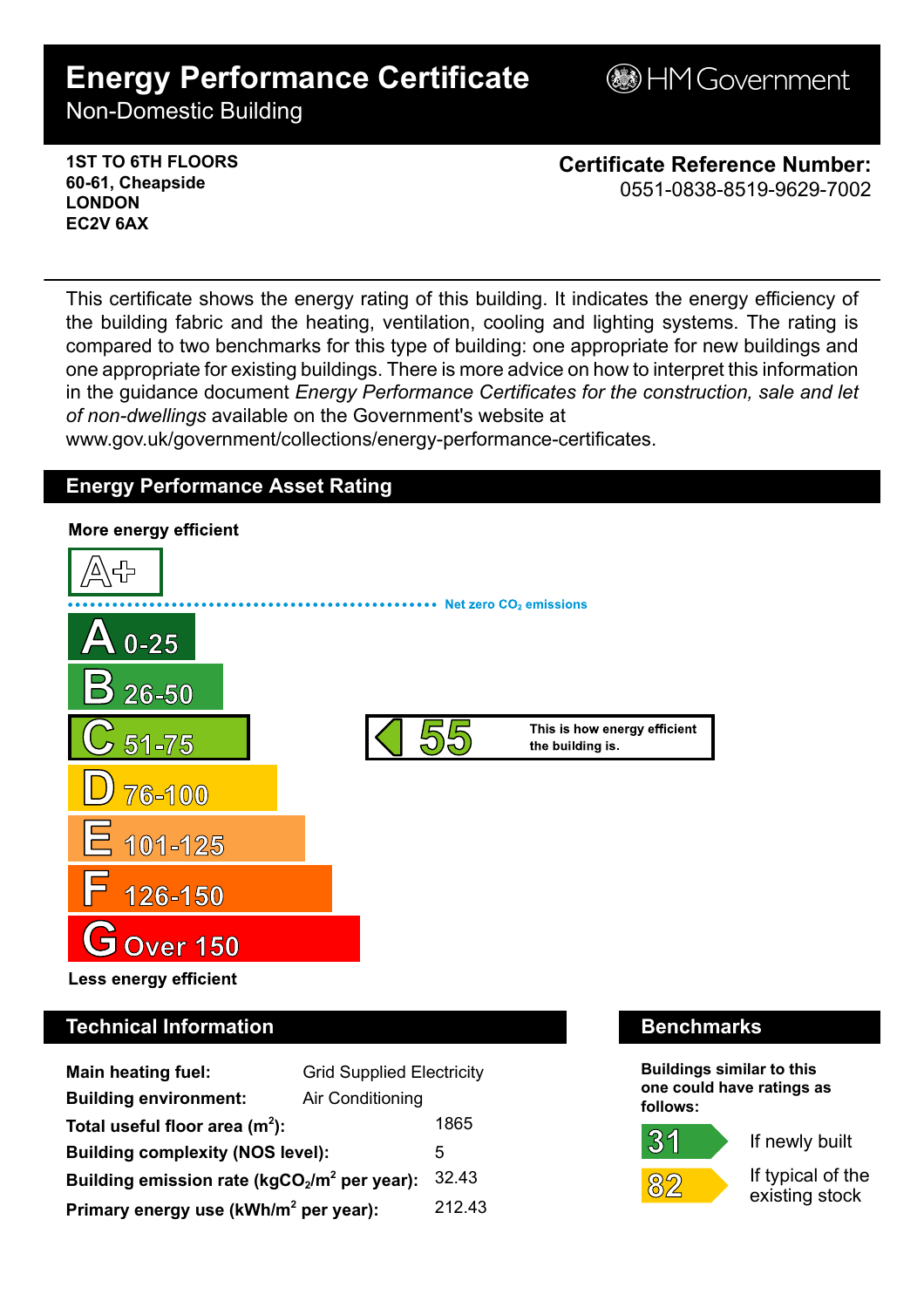# Energy Performance Certificate

Non-Domestic Building

HM Government

**1ST TO 6TH FLOORS**
**60-61, Cheapside**
**LONDON**
**EC2V 6AX**

**Certificate Reference Number:**
0551-0838-8519-9629-7002

This certificate shows the energy rating of this building. It indicates the energy efficiency of the building fabric and the heating, ventilation, cooling and lighting systems. The rating is compared to two benchmarks for this type of building: one appropriate for new buildings and one appropriate for existing buildings. There is more advice on how to interpret this information in the guidance document *Energy Performance Certificates for the construction, sale and let of non-dwellings* available on the Government's website at www.gov.uk/government/collections/energy-performance-certificates.

## Energy Performance Asset Rating

**More energy efficient**

A+

Net zero $CO_2$ emissions

- A 0-25
- B 26-50
- C 51-75 — **55** This is how energy efficient the building is.
- D 76-100
- E 101-125
- F 126-150
- G Over 150

**Less energy efficient**

## Technical Information

| | |
|---|---|
| **Main heating fuel:** | Grid Supplied Electricity |
| **Building environment:** | Air Conditioning |
| **Total useful floor area ($m^2$):** | 1865 |
| **Building complexity (NOS level):** | 5 |
| **Building emission rate ($kgCO_2/m^2$ per year):** | 32.43 |
| **Primary energy use ($kWh/m^2$ per year):** | 212.43 |

## Benchmarks

**Buildings similar to this one could have ratings as follows:**

| | |
|---|---|
| 31 | If newly built |
| 82 | If typical of the existing stock |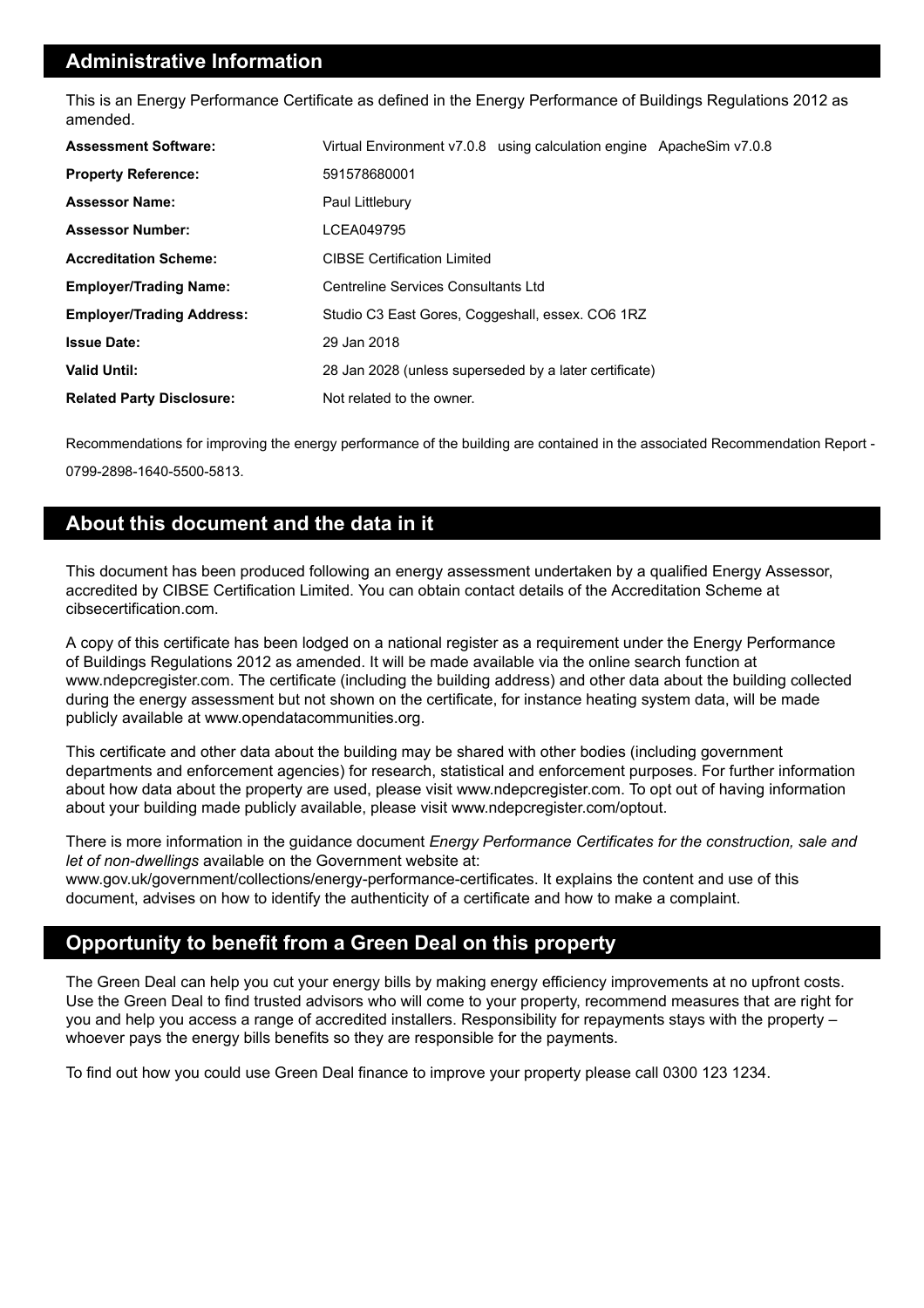## Administrative Information

This is an Energy Performance Certificate as defined in the Energy Performance of Buildings Regulations 2012 as amended.

| | |
|---|---|
| **Assessment Software:** | Virtual Environment v7.0.8 using calculation engine ApacheSim v7.0.8 |
| **Property Reference:** | 591578680001 |
| **Assessor Name:** | Paul Littlebury |
| **Assessor Number:** | LCEA049795 |
| **Accreditation Scheme:** | CIBSE Certification Limited |
| **Employer/Trading Name:** | Centreline Services Consultants Ltd |
| **Employer/Trading Address:** | Studio C3 East Gores, Coggeshall, essex. CO6 1RZ |
| **Issue Date:** | 29 Jan 2018 |
| **Valid Until:** | 28 Jan 2028 (unless superseded by a later certificate) |
| **Related Party Disclosure:** | Not related to the owner. |

Recommendations for improving the energy performance of the building are contained in the associated Recommendation Report - 0799-2898-1640-5500-5813.

## About this document and the data in it

This document has been produced following an energy assessment undertaken by a qualified Energy Assessor, accredited by CIBSE Certification Limited. You can obtain contact details of the Accreditation Scheme at cibsecertification.com.

A copy of this certificate has been lodged on a national register as a requirement under the Energy Performance of Buildings Regulations 2012 as amended. It will be made available via the online search function at www.ndepcregister.com. The certificate (including the building address) and other data about the building collected during the energy assessment but not shown on the certificate, for instance heating system data, will be made publicly available at www.opendatacommunities.org.

This certificate and other data about the building may be shared with other bodies (including government departments and enforcement agencies) for research, statistical and enforcement purposes. For further information about how data about the property are used, please visit www.ndepcregister.com. To opt out of having information about your building made publicly available, please visit www.ndepcregister.com/optout.

There is more information in the guidance document *Energy Performance Certificates for the construction, sale and let of non-dwellings* available on the Government website at:
www.gov.uk/government/collections/energy-performance-certificates. It explains the content and use of this document, advises on how to identify the authenticity of a certificate and how to make a complaint.

## Opportunity to benefit from a Green Deal on this property

The Green Deal can help you cut your energy bills by making energy efficiency improvements at no upfront costs. Use the Green Deal to find trusted advisors who will come to your property, recommend measures that are right for you and help you access a range of accredited installers. Responsibility for repayments stays with the property – whoever pays the energy bills benefits so they are responsible for the payments.

To find out how you could use Green Deal finance to improve your property please call 0300 123 1234.